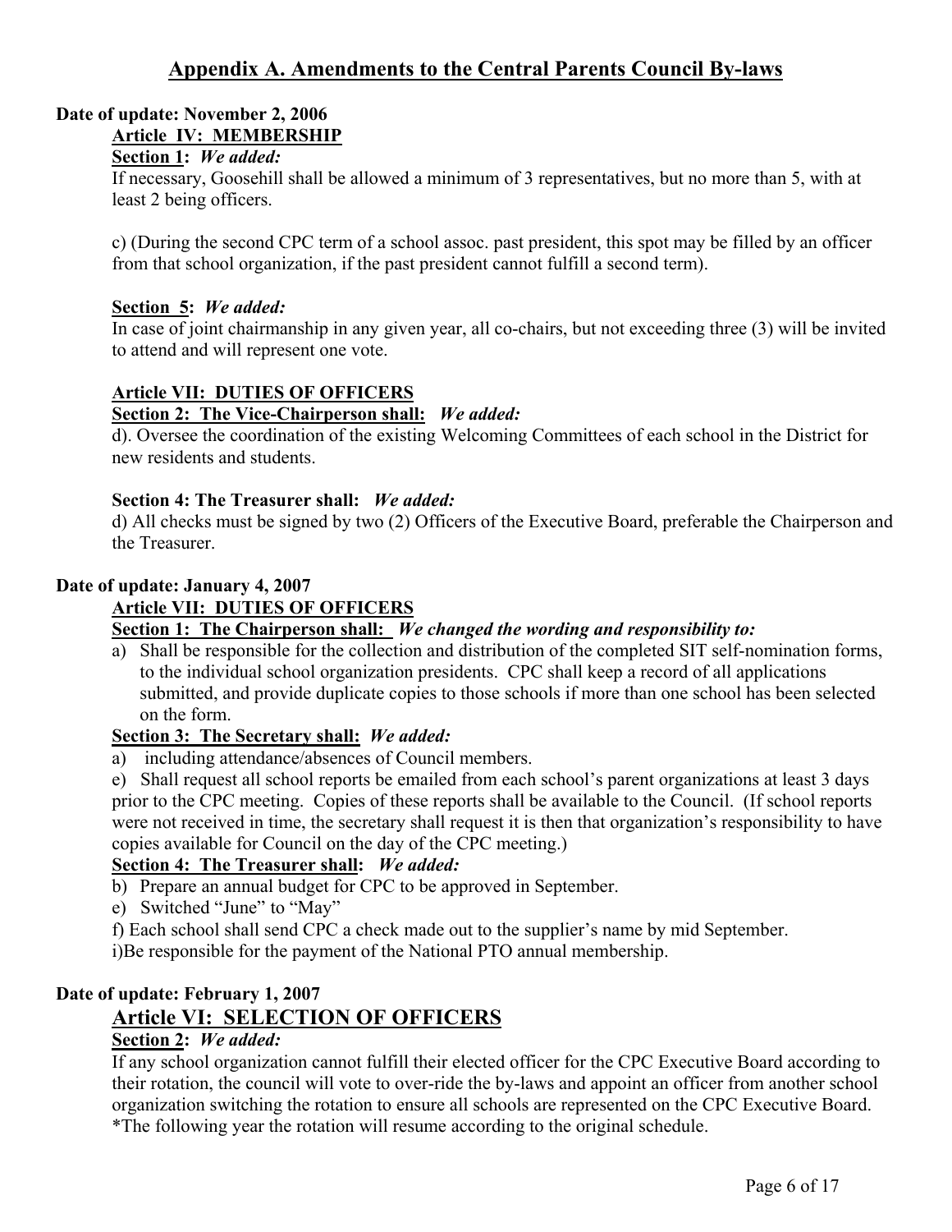## Appendix A. Amendments to the Central Parents Council By-laws

**Date of update: November 2, 2006**

**Article IV: MEMBERSHIP**

**Section 1:** ***We added:***

If necessary, Goosehill shall be allowed a minimum of 3 representatives, but no more than 5, with at least 2 being officers.

c) (During the second CPC term of a school assoc. past president, this spot may be filled by an officer from that school organization, if the past president cannot fulfill a second term).

**Section 5:** ***We added:***

In case of joint chairmanship in any given year, all co-chairs, but not exceeding three (3) will be invited to attend and will represent one vote.

**Article VII: DUTIES OF OFFICERS**

**Section 2: The Vice-Chairperson shall:** ***We added:***

d). Oversee the coordination of the existing Welcoming Committees of each school in the District for new residents and students.

**Section 4: The Treasurer shall:** ***We added:***

d) All checks must be signed by two (2) Officers of the Executive Board, preferable the Chairperson and the Treasurer.

**Date of update: January 4, 2007**

**Article VII: DUTIES OF OFFICERS**

**Section 1: The Chairperson shall:** ***We changed the wording and responsibility to:***

a) Shall be responsible for the collection and distribution of the completed SIT self-nomination forms, to the individual school organization presidents. CPC shall keep a record of all applications submitted, and provide duplicate copies to those schools if more than one school has been selected on the form.

**Section 3: The Secretary shall:** ***We added:***

a) including attendance/absences of Council members.

e) Shall request all school reports be emailed from each school's parent organizations at least 3 days prior to the CPC meeting. Copies of these reports shall be available to the Council. (If school reports were not received in time, the secretary shall request it is then that organization's responsibility to have copies available for Council on the day of the CPC meeting.)

**Section 4: The Treasurer shall:** ***We added:***

b) Prepare an annual budget for CPC to be approved in September.

e) Switched "June" to "May"

f) Each school shall send CPC a check made out to the supplier's name by mid September.

i)Be responsible for the payment of the National PTO annual membership.

**Date of update: February 1, 2007**

### Article VI: SELECTION OF OFFICERS

**Section 2:** ***We added:***

If any school organization cannot fulfill their elected officer for the CPC Executive Board according to their rotation, the council will vote to over-ride the by-laws and appoint an officer from another school organization switching the rotation to ensure all schools are represented on the CPC Executive Board. *The following year the rotation will resume according to the original schedule.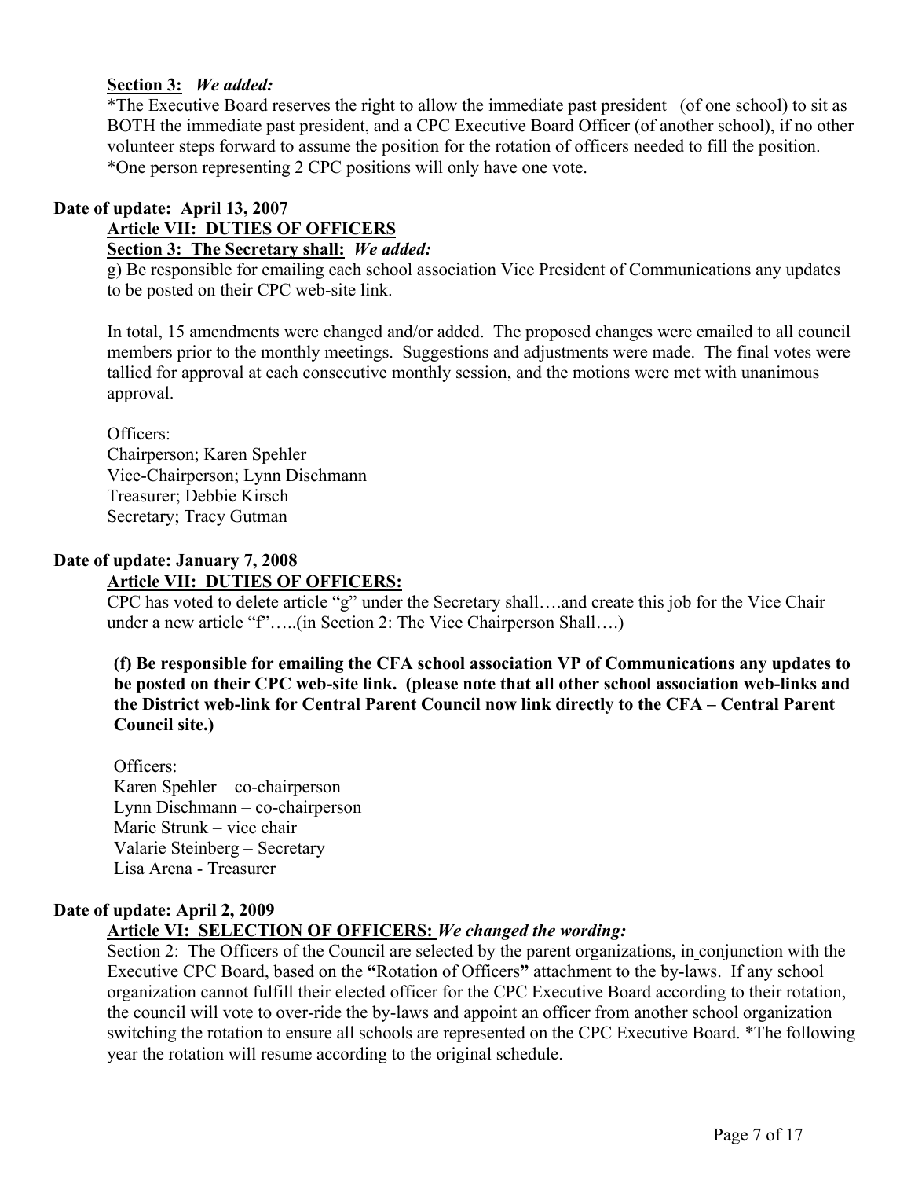**Section 3:** ***We added:***

*The Executive Board reserves the right to allow the immediate past president (of one school) to sit as BOTH the immediate past president, and a CPC Executive Board Officer (of another school), if no other volunteer steps forward to assume the position for the rotation of officers needed to fill the position.
*One person representing 2 CPC positions will only have one vote.

**Date of update: April 13, 2007**

**Article VII: DUTIES OF OFFICERS**

**Section 3: The Secretary shall:** ***We added:***

g) Be responsible for emailing each school association Vice President of Communications any updates to be posted on their CPC web-site link.

In total, 15 amendments were changed and/or added. The proposed changes were emailed to all council members prior to the monthly meetings. Suggestions and adjustments were made. The final votes were tallied for approval at each consecutive monthly session, and the motions were met with unanimous approval.

Officers:
Chairperson; Karen Spehler
Vice-Chairperson; Lynn Dischmann
Treasurer; Debbie Kirsch
Secretary; Tracy Gutman

**Date of update: January 7, 2008**

**Article VII: DUTIES OF OFFICERS:**

CPC has voted to delete article "g" under the Secretary shall….and create this job for the Vice Chair under a new article "f"…..(in Section 2: The Vice Chairperson Shall….)

**(f) Be responsible for emailing the CFA school association VP of Communications any updates to be posted on their CPC web-site link. (please note that all other school association web-links and the District web-link for Central Parent Council now link directly to the CFA – Central Parent Council site.)**

Officers:
Karen Spehler – co-chairperson
Lynn Dischmann – co-chairperson
Marie Strunk – vice chair
Valarie Steinberg – Secretary
Lisa Arena - Treasurer

**Date of update: April 2, 2009**

**Article VI: SELECTION OF OFFICERS:** ***We changed the wording:***

Section 2: The Officers of the Council are selected by the parent organizations, in conjunction with the Executive CPC Board, based on the **"**Rotation of Officers**"** attachment to the by-laws. If any school organization cannot fulfill their elected officer for the CPC Executive Board according to their rotation, the council will vote to over-ride the by-laws and appoint an officer from another school organization switching the rotation to ensure all schools are represented on the CPC Executive Board. *The following year the rotation will resume according to the original schedule.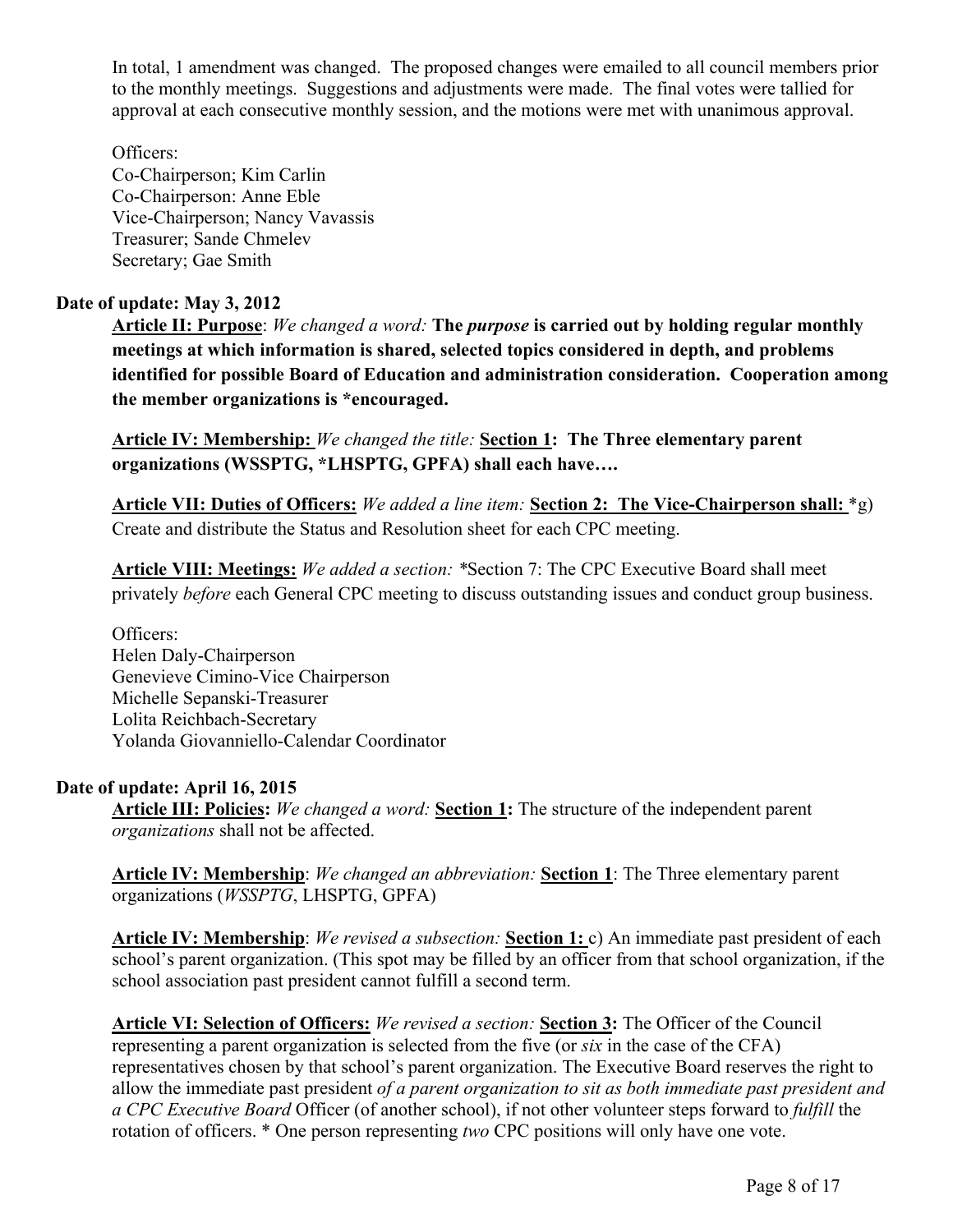In total, 1 amendment was changed. The proposed changes were emailed to all council members prior to the monthly meetings. Suggestions and adjustments were made. The final votes were tallied for approval at each consecutive monthly session, and the motions were met with unanimous approval.

Officers:
Co-Chairperson; Kim Carlin
Co-Chairperson: Anne Eble
Vice-Chairperson; Nancy Vavassis
Treasurer; Sande Chmelev
Secretary; Gae Smith

**Date of update: May 3, 2012**

**Article II: Purpose**: *We changed a word:* **The *purpose* is carried out by holding regular monthly meetings at which information is shared, selected topics considered in depth, and problems identified for possible Board of Education and administration consideration. Cooperation among the member organizations is *encouraged.**

**Article IV: Membership:** *We changed the title:* **Section 1: The Three elementary parent organizations (WSSPTG, *LHSPTG, GPFA) shall each have….**

**Article VII: Duties of Officers:** *We added a line item:* **Section 2: The Vice-Chairperson shall:** *g) Create and distribute the Status and Resolution sheet for each CPC meeting.

**Article VIII: Meetings:** *We added a section:* *Section 7: The CPC Executive Board shall meet privately *before* each General CPC meeting to discuss outstanding issues and conduct group business.

Officers:
Helen Daly-Chairperson
Genevieve Cimino-Vice Chairperson
Michelle Sepanski-Treasurer
Lolita Reichbach-Secretary
Yolanda Giovanniello-Calendar Coordinator

**Date of update: April 16, 2015**

**Article III: Policies:** *We changed a word:* **Section 1:** The structure of the independent parent *organizations* shall not be affected.

**Article IV: Membership**: *We changed an abbreviation:* **Section 1**: The Three elementary parent organizations (*WSSPTG*, LHSPTG, GPFA)

**Article IV: Membership**: *We revised a subsection:* **Section 1:** c) An immediate past president of each school's parent organization. (This spot may be filled by an officer from that school organization, if the school association past president cannot fulfill a second term.

**Article VI: Selection of Officers:** *We revised a section:* **Section 3:** The Officer of the Council representing a parent organization is selected from the five (or *six* in the case of the CFA) representatives chosen by that school's parent organization. The Executive Board reserves the right to allow the immediate past president *of a parent organization to sit as both immediate past president and a CPC Executive Board* Officer (of another school), if not other volunteer steps forward to *fulfill* the rotation of officers. * One person representing *two* CPC positions will only have one vote.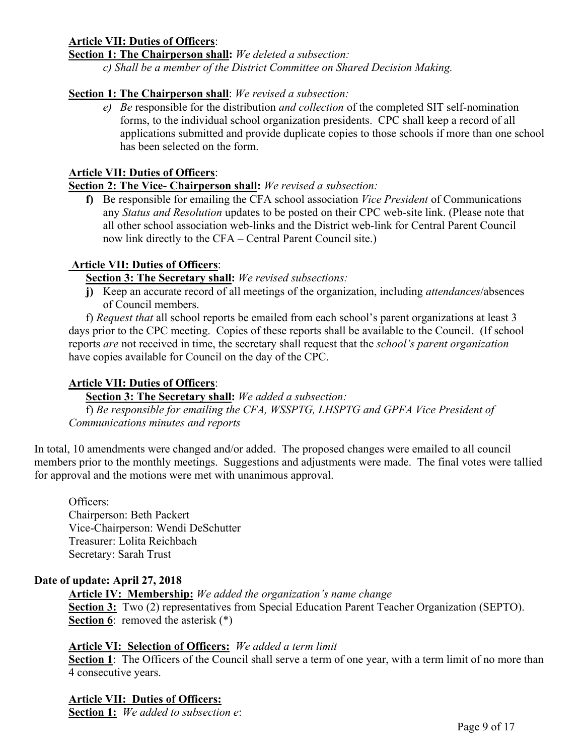**Article VII: Duties of Officers**:

**Section 1: The Chairperson shall:** *We deleted a subsection:*

*c) Shall be a member of the District Committee on Shared Decision Making.*

**Section 1: The Chairperson shall**: *We revised a subsection:*

*e) Be* responsible for the distribution *and collection* of the completed SIT self-nomination forms, to the individual school organization presidents. CPC shall keep a record of all applications submitted and provide duplicate copies to those schools if more than one school has been selected on the form.

**Article VII: Duties of Officers**:

**Section 2: The Vice- Chairperson shall:** *We revised a subsection:*

**f)** Be responsible for emailing the CFA school association *Vice President* of Communications any *Status and Resolution* updates to be posted on their CPC web-site link. (Please note that all other school association web-links and the District web-link for Central Parent Council now link directly to the CFA – Central Parent Council site.)

**Article VII: Duties of Officers**:

**Section 3: The Secretary shall:** *We revised subsections:*

**j)** Keep an accurate record of all meetings of the organization, including *attendances*/absences of Council members.

f) *Request that* all school reports be emailed from each school's parent organizations at least 3 days prior to the CPC meeting. Copies of these reports shall be available to the Council. (If school reports *are* not received in time, the secretary shall request that the *school's parent organization* have copies available for Council on the day of the CPC.

**Article VII: Duties of Officers**:

**Section 3: The Secretary shall:** *We added a subsection:*

f) *Be responsible for emailing the CFA, WSSPTG, LHSPTG and GPFA Vice President of Communications minutes and reports*

In total, 10 amendments were changed and/or added. The proposed changes were emailed to all council members prior to the monthly meetings. Suggestions and adjustments were made. The final votes were tallied for approval and the motions were met with unanimous approval.

Officers:
Chairperson: Beth Packert
Vice-Chairperson: Wendi DeSchutter
Treasurer: Lolita Reichbach
Secretary: Sarah Trust

**Date of update: April 27, 2018**

**Article IV: Membership:** *We added the organization's name change*

**Section 3:** Two (2) representatives from Special Education Parent Teacher Organization (SEPTO).

**Section 6**: removed the asterisk (*)

**Article VI: Selection of Officers:** *We added a term limit*

**Section 1**: The Officers of the Council shall serve a term of one year, with a term limit of no more than 4 consecutive years.

**Article VII: Duties of Officers:**

**Section 1:** *We added to subsection e*: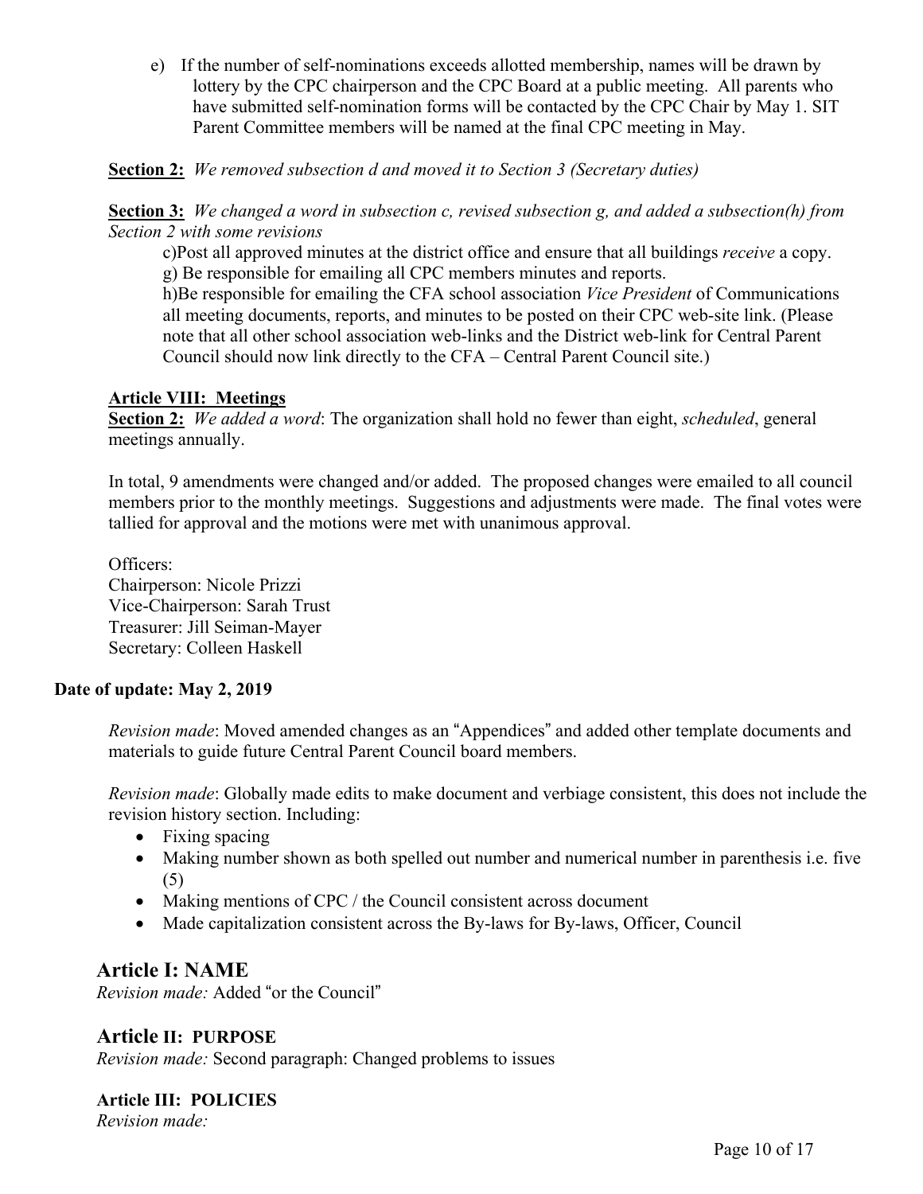e) If the number of self-nominations exceeds allotted membership, names will be drawn by lottery by the CPC chairperson and the CPC Board at a public meeting. All parents who have submitted self-nomination forms will be contacted by the CPC Chair by May 1. SIT Parent Committee members will be named at the final CPC meeting in May.

**Section 2:** *We removed subsection d and moved it to Section 3 (Secretary duties)*

**Section 3:** *We changed a word in subsection c, revised subsection g, and added a subsection(h) from Section 2 with some revisions*

c)Post all approved minutes at the district office and ensure that all buildings *receive* a copy.
g) Be responsible for emailing all CPC members minutes and reports.
h)Be responsible for emailing the CFA school association *Vice President* of Communications all meeting documents, reports, and minutes to be posted on their CPC web-site link. (Please note that all other school association web-links and the District web-link for Central Parent Council should now link directly to the CFA – Central Parent Council site.)

**Article VIII: Meetings**
**Section 2:** *We added a word*: The organization shall hold no fewer than eight, *scheduled*, general meetings annually.

In total, 9 amendments were changed and/or added. The proposed changes were emailed to all council members prior to the monthly meetings. Suggestions and adjustments were made. The final votes were tallied for approval and the motions were met with unanimous approval.

Officers:
Chairperson: Nicole Prizzi
Vice-Chairperson: Sarah Trust
Treasurer: Jill Seiman-Mayer
Secretary: Colleen Haskell

**Date of update: May 2, 2019**

*Revision made*: Moved amended changes as an "Appendices" and added other template documents and materials to guide future Central Parent Council board members.

*Revision made*: Globally made edits to make document and verbiage consistent, this does not include the revision history section. Including:

- Fixing spacing
- Making number shown as both spelled out number and numerical number in parenthesis i.e. five (5)
- Making mentions of CPC / the Council consistent across document
- Made capitalization consistent across the By-laws for By-laws, Officer, Council

## Article I: NAME

*Revision made:* Added "or the Council"

## Article II: PURPOSE

*Revision made:* Second paragraph: Changed problems to issues

### Article III: POLICIES

*Revision made:*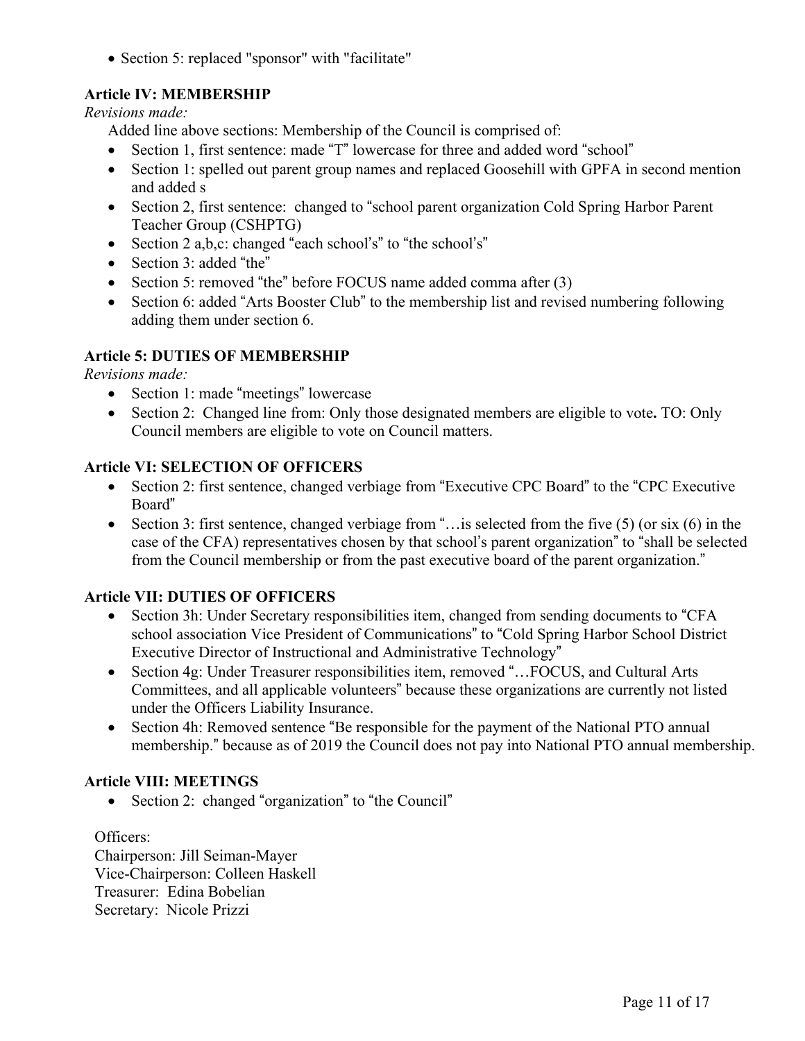- Section 5: replaced "sponsor" with "facilitate"

**Article IV: MEMBERSHIP**

*Revisions made:*

Added line above sections: Membership of the Council is comprised of:

- Section 1, first sentence: made "T" lowercase for three and added word "school"
- Section 1: spelled out parent group names and replaced Goosehill with GPFA in second mention and added s
- Section 2, first sentence: changed to "school parent organization Cold Spring Harbor Parent Teacher Group (CSHPTG)
- Section 2 a,b,c: changed "each school's" to "the school's"
- Section 3: added "the"
- Section 5: removed "the" before FOCUS name added comma after (3)
- Section 6: added "Arts Booster Club" to the membership list and revised numbering following adding them under section 6.

**Article 5: DUTIES OF MEMBERSHIP**

*Revisions made:*

- Section 1: made "meetings" lowercase
- Section 2: Changed line from: Only those designated members are eligible to vote**.** TO: Only Council members are eligible to vote on Council matters.

**Article VI: SELECTION OF OFFICERS**

- Section 2: first sentence, changed verbiage from "Executive CPC Board" to the "CPC Executive Board"
- Section 3: first sentence, changed verbiage from "…is selected from the five (5) (or six (6) in the case of the CFA) representatives chosen by that school's parent organization" to "shall be selected from the Council membership or from the past executive board of the parent organization."

**Article VII: DUTIES OF OFFICERS**

- Section 3h: Under Secretary responsibilities item, changed from sending documents to "CFA school association Vice President of Communications" to "Cold Spring Harbor School District Executive Director of Instructional and Administrative Technology"
- Section 4g: Under Treasurer responsibilities item, removed "…FOCUS, and Cultural Arts Committees, and all applicable volunteers" because these organizations are currently not listed under the Officers Liability Insurance.
- Section 4h: Removed sentence "Be responsible for the payment of the National PTO annual membership." because as of 2019 the Council does not pay into National PTO annual membership.

**Article VIII: MEETINGS**

- Section 2: changed "organization" to "the Council"

Officers:
Chairperson: Jill Seiman-Mayer
Vice-Chairperson: Colleen Haskell
Treasurer: Edina Bobelian
Secretary: Nicole Prizzi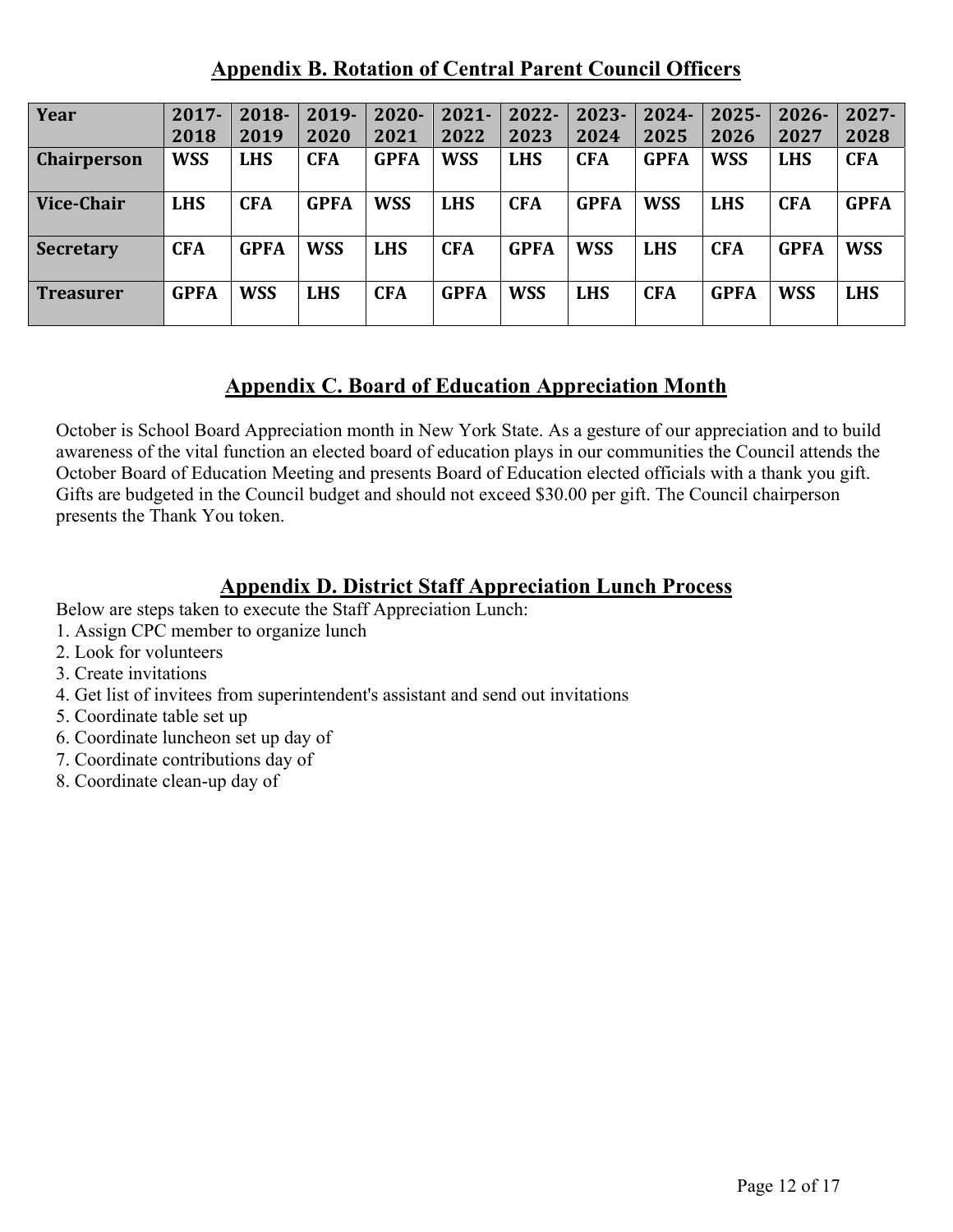## Appendix B. Rotation of Central Parent Council Officers

| Year | 2017-2018 | 2018-2019 | 2019-2020 | 2020-2021 | 2021-2022 | 2022-2023 | 2023-2024 | 2024-2025 | 2025-2026 | 2026-2027 | 2027-2028 |
|---|---|---|---|---|---|---|---|---|---|---|---|
| **Chairperson** | **WSS** | **LHS** | **CFA** | **GPFA** | **WSS** | **LHS** | **CFA** | **GPFA** | **WSS** | **LHS** | **CFA** |
| **Vice-Chair** | **LHS** | **CFA** | **GPFA** | **WSS** | **LHS** | **CFA** | **GPFA** | **WSS** | **LHS** | **CFA** | **GPFA** |
| **Secretary** | **CFA** | **GPFA** | **WSS** | **LHS** | **CFA** | **GPFA** | **WSS** | **LHS** | **CFA** | **GPFA** | **WSS** |
| **Treasurer** | **GPFA** | **WSS** | **LHS** | **CFA** | **GPFA** | **WSS** | **LHS** | **CFA** | **GPFA** | **WSS** | **LHS** |

## Appendix C. Board of Education Appreciation Month

October is School Board Appreciation month in New York State. As a gesture of our appreciation and to build awareness of the vital function an elected board of education plays in our communities the Council attends the October Board of Education Meeting and presents Board of Education elected officials with a thank you gift. Gifts are budgeted in the Council budget and should not exceed $30.00 per gift. The Council chairperson presents the Thank You token.

## Appendix D. District Staff Appreciation Lunch Process

Below are steps taken to execute the Staff Appreciation Lunch:

1. Assign CPC member to organize lunch
2. Look for volunteers
3. Create invitations
4. Get list of invitees from superintendent's assistant and send out invitations
5. Coordinate table set up
6. Coordinate luncheon set up day of
7. Coordinate contributions day of
8. Coordinate clean-up day of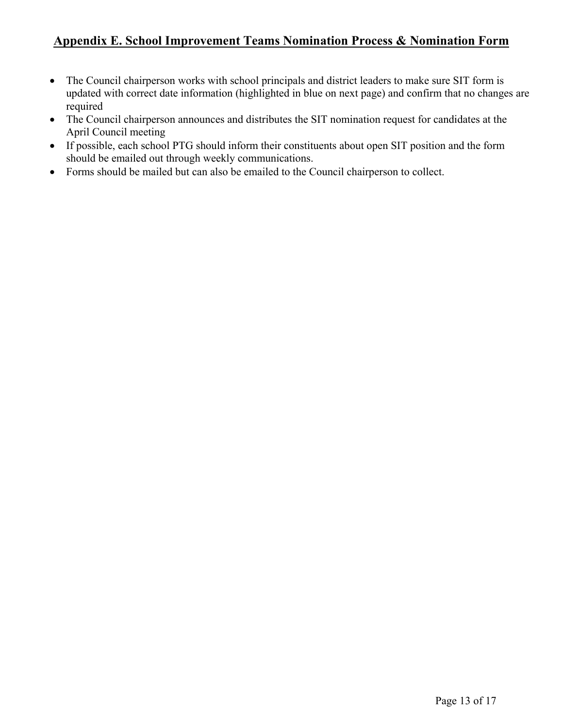# Appendix E. School Improvement Teams Nomination Process & Nomination Form

- The Council chairperson works with school principals and district leaders to make sure SIT form is updated with correct date information (highlighted in blue on next page) and confirm that no changes are required
- The Council chairperson announces and distributes the SIT nomination request for candidates at the April Council meeting
- If possible, each school PTG should inform their constituents about open SIT position and the form should be emailed out through weekly communications.
- Forms should be mailed but can also be emailed to the Council chairperson to collect.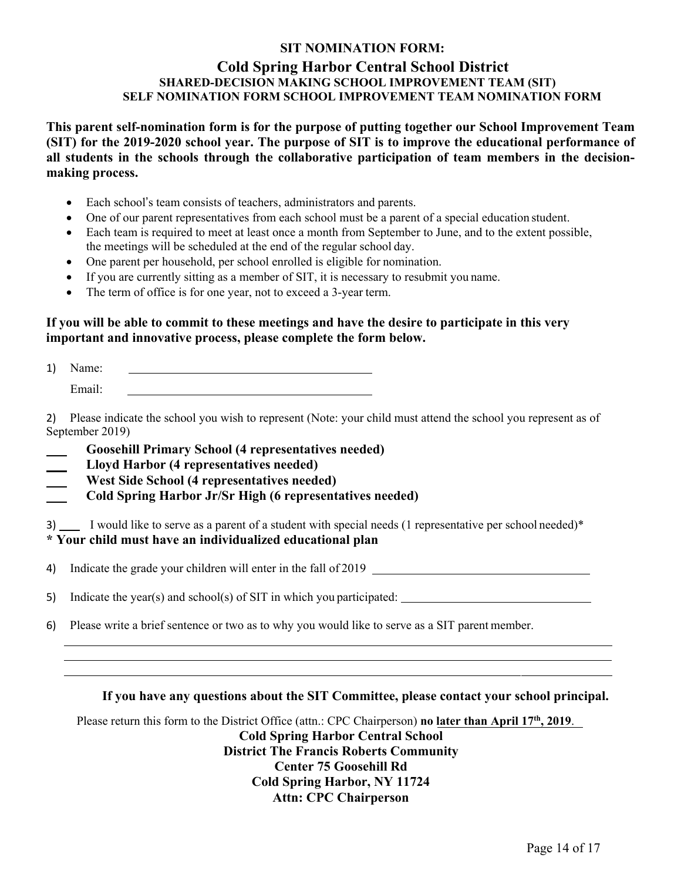**SIT NOMINATION FORM:**

## Cold Spring Harbor Central School District

**SHARED-DECISION MAKING SCHOOL IMPROVEMENT TEAM (SIT)**
**SELF NOMINATION FORM SCHOOL IMPROVEMENT TEAM NOMINATION FORM**

**This parent self-nomination form is for the purpose of putting together our School Improvement Team (SIT) for the 2019-2020 school year. The purpose of SIT is to improve the educational performance of all students in the schools through the collaborative participation of team members in the decision-making process.**

- Each school's team consists of teachers, administrators and parents.
- One of our parent representatives from each school must be a parent of a special education student.
- Each team is required to meet at least once a month from September to June, and to the extent possible, the meetings will be scheduled at the end of the regular school day.
- One parent per household, per school enrolled is eligible for nomination.
- If you are currently sitting as a member of SIT, it is necessary to resubmit you name.
- The term of office is for one year, not to exceed a 3-year term.

**If you will be able to commit to these meetings and have the desire to participate in this very important and innovative process, please complete the form below.**

1) Name: ____________________________

   Email: ____________________________

2) Please indicate the school you wish to represent (Note: your child must attend the school you represent as of September 2019)

___ **Goosehill Primary School (4 representatives needed)**
___ **Lloyd Harbor (4 representatives needed)**
___ **West Side School (4 representatives needed)**
___ **Cold Spring Harbor Jr/Sr High (6 representatives needed)**

3) ___ I would like to serve as a parent of a student with special needs (1 representative per school needed)*
**\* Your child must have an individualized educational plan**

4) Indicate the grade your children will enter in the fall of 2019 ____________________________

5) Indicate the year(s) and school(s) of SIT in which you participated: ____________________________

6) Please write a brief sentence or two as to why you would like to serve as a SIT parent member.

____________________________________________________________
____________________________________________________________
____________________________________________________________

**If you have any questions about the SIT Committee, please contact your school principal.**

Please return this form to the District Office (attn.: CPC Chairperson) **no later than April 17th, 2019**.

**Cold Spring Harbor Central School**
**District The Francis Roberts Community**
**Center 75 Goosehill Rd**
**Cold Spring Harbor, NY 11724**
**Attn: CPC Chairperson**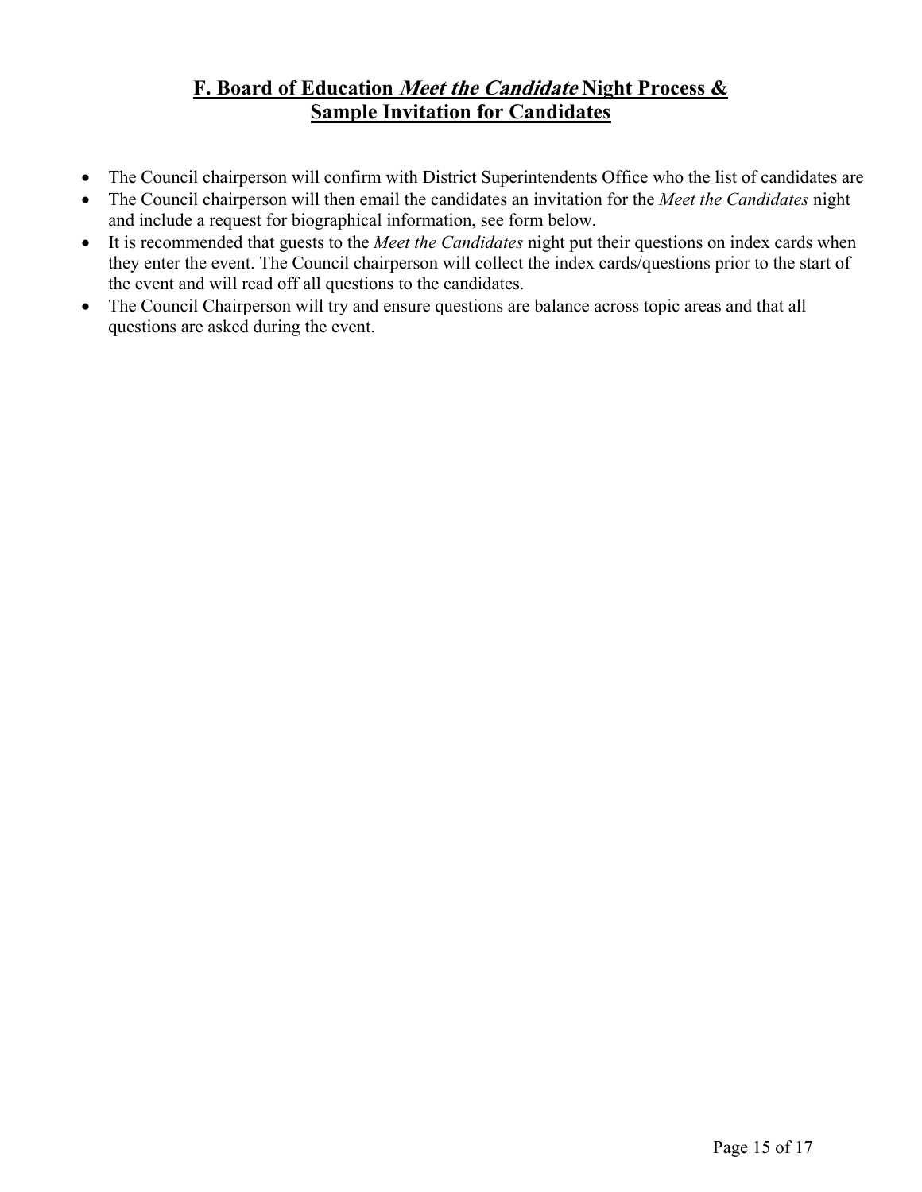## **F. Board of Education *Meet the Candidate* Night Process & Sample Invitation for Candidates**

- The Council chairperson will confirm with District Superintendents Office who the list of candidates are
- The Council chairperson will then email the candidates an invitation for the *Meet the Candidates* night and include a request for biographical information, see form below.
- It is recommended that guests to the *Meet the Candidates* night put their questions on index cards when they enter the event. The Council chairperson will collect the index cards/questions prior to the start of the event and will read off all questions to the candidates.
- The Council Chairperson will try and ensure questions are balance across topic areas and that all questions are asked during the event.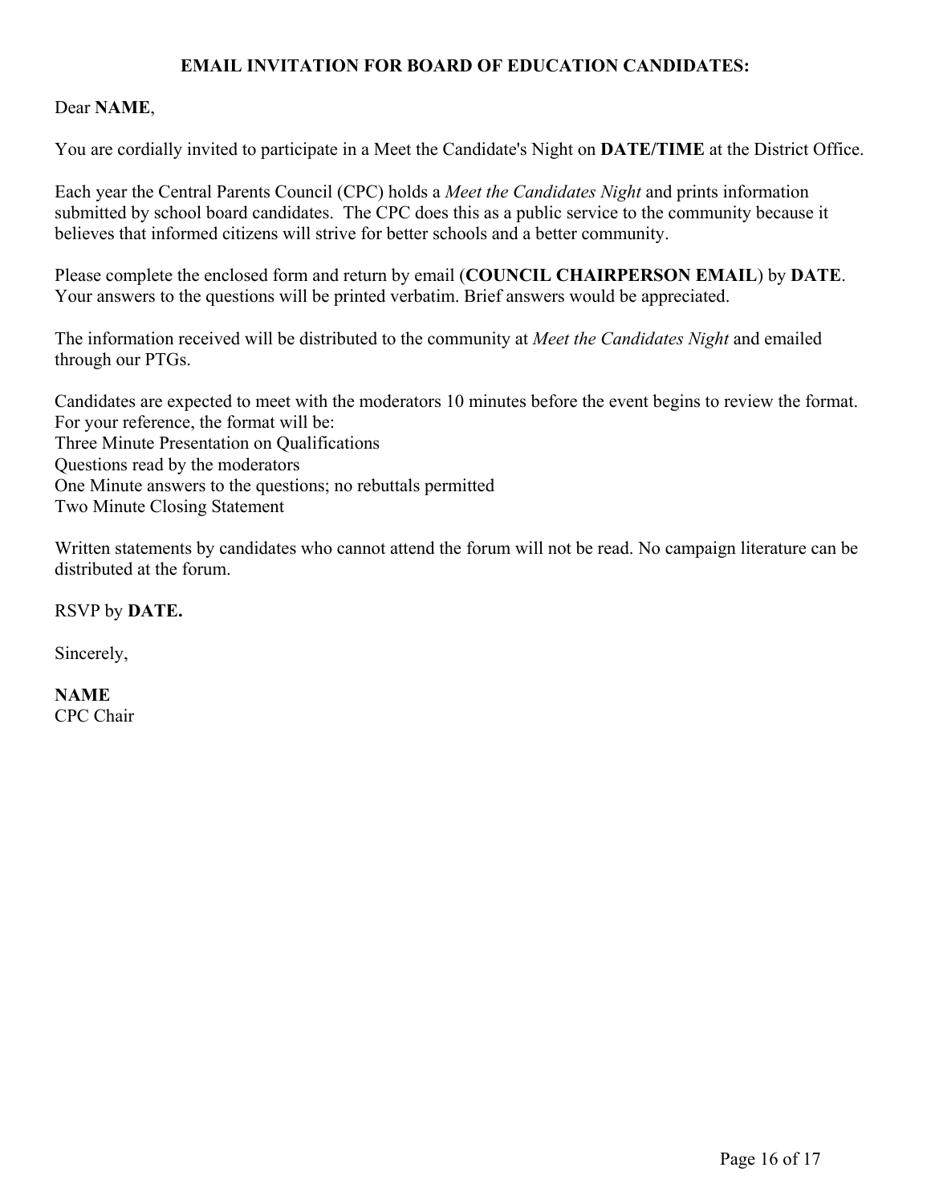**EMAIL INVITATION FOR BOARD OF EDUCATION CANDIDATES:**

Dear **NAME**,

You are cordially invited to participate in a Meet the Candidate's Night on **DATE/TIME** at the District Office.

Each year the Central Parents Council (CPC) holds a *Meet the Candidates Night* and prints information submitted by school board candidates. The CPC does this as a public service to the community because it believes that informed citizens will strive for better schools and a better community.

Please complete the enclosed form and return by email (**COUNCIL CHAIRPERSON EMAIL**) by **DATE**. Your answers to the questions will be printed verbatim. Brief answers would be appreciated.

The information received will be distributed to the community at *Meet the Candidates Night* and emailed through our PTGs.

Candidates are expected to meet with the moderators 10 minutes before the event begins to review the format. For your reference, the format will be:
Three Minute Presentation on Qualifications
Questions read by the moderators
One Minute answers to the questions; no rebuttals permitted
Two Minute Closing Statement

Written statements by candidates who cannot attend the forum will not be read. No campaign literature can be distributed at the forum.

RSVP by **DATE.**

Sincerely,

**NAME**
CPC Chair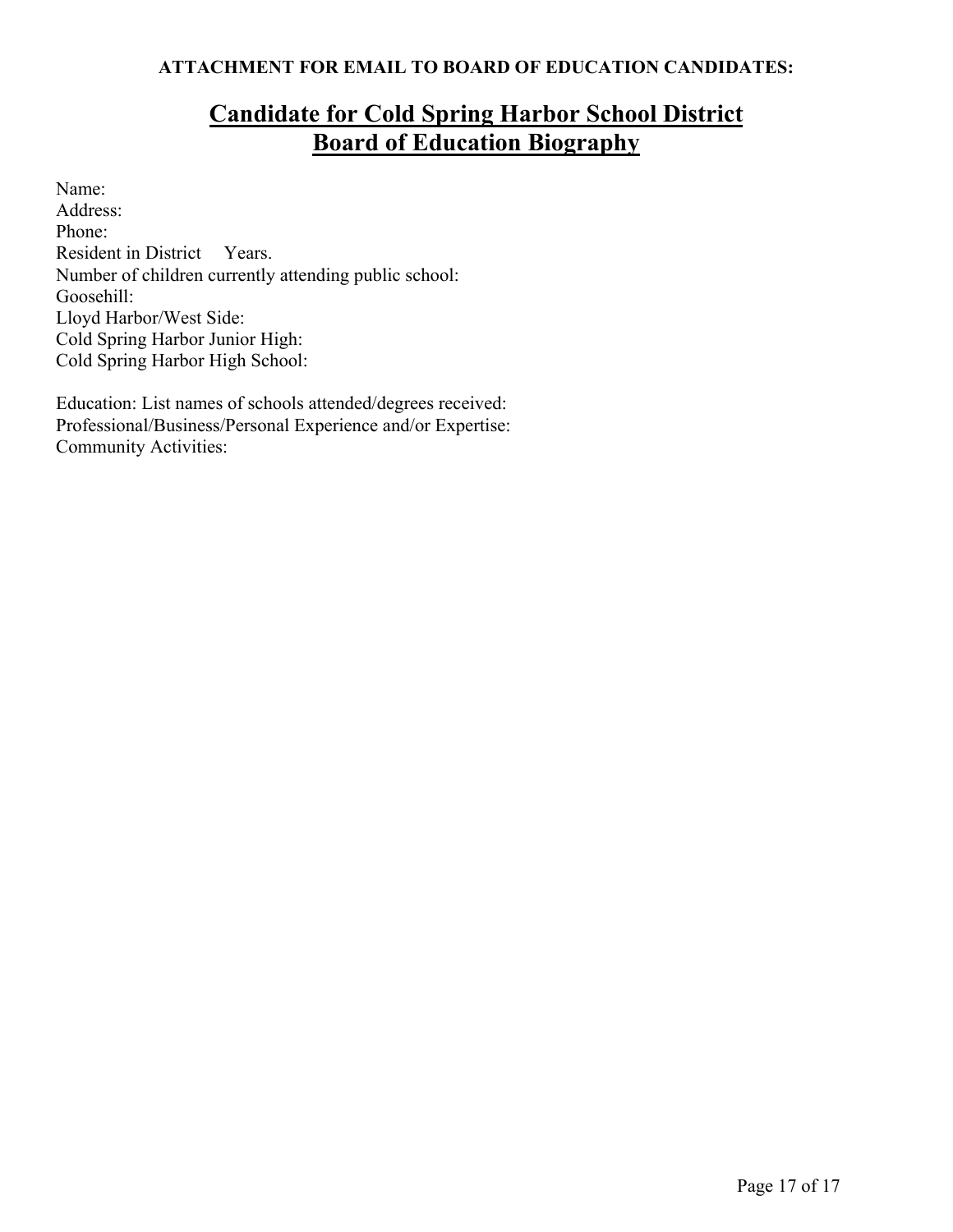**ATTACHMENT FOR EMAIL TO BOARD OF EDUCATION CANDIDATES:**

# Candidate for Cold Spring Harbor School District Board of Education Biography

Name:
Address:
Phone:
Resident in District     Years.
Number of children currently attending public school:
Goosehill:
Lloyd Harbor/West Side:
Cold Spring Harbor Junior High:
Cold Spring Harbor High School:

Education: List names of schools attended/degrees received:
Professional/Business/Personal Experience and/or Expertise:
Community Activities: